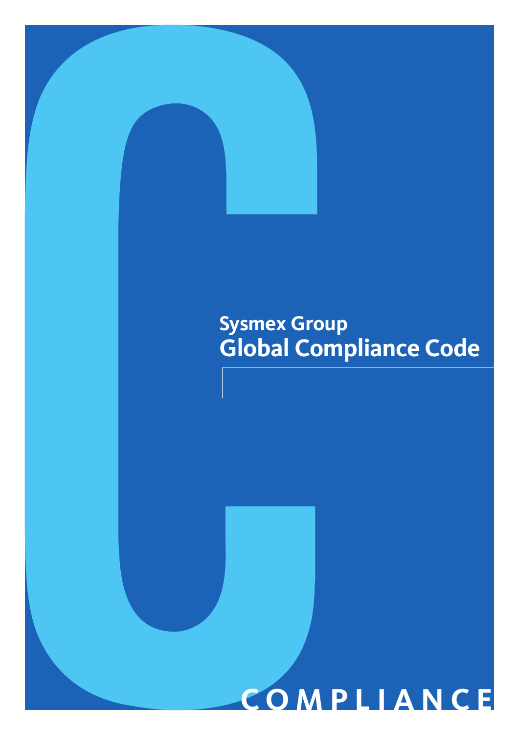# Sysmex Group
# Global Compliance Code

COMPLIANCE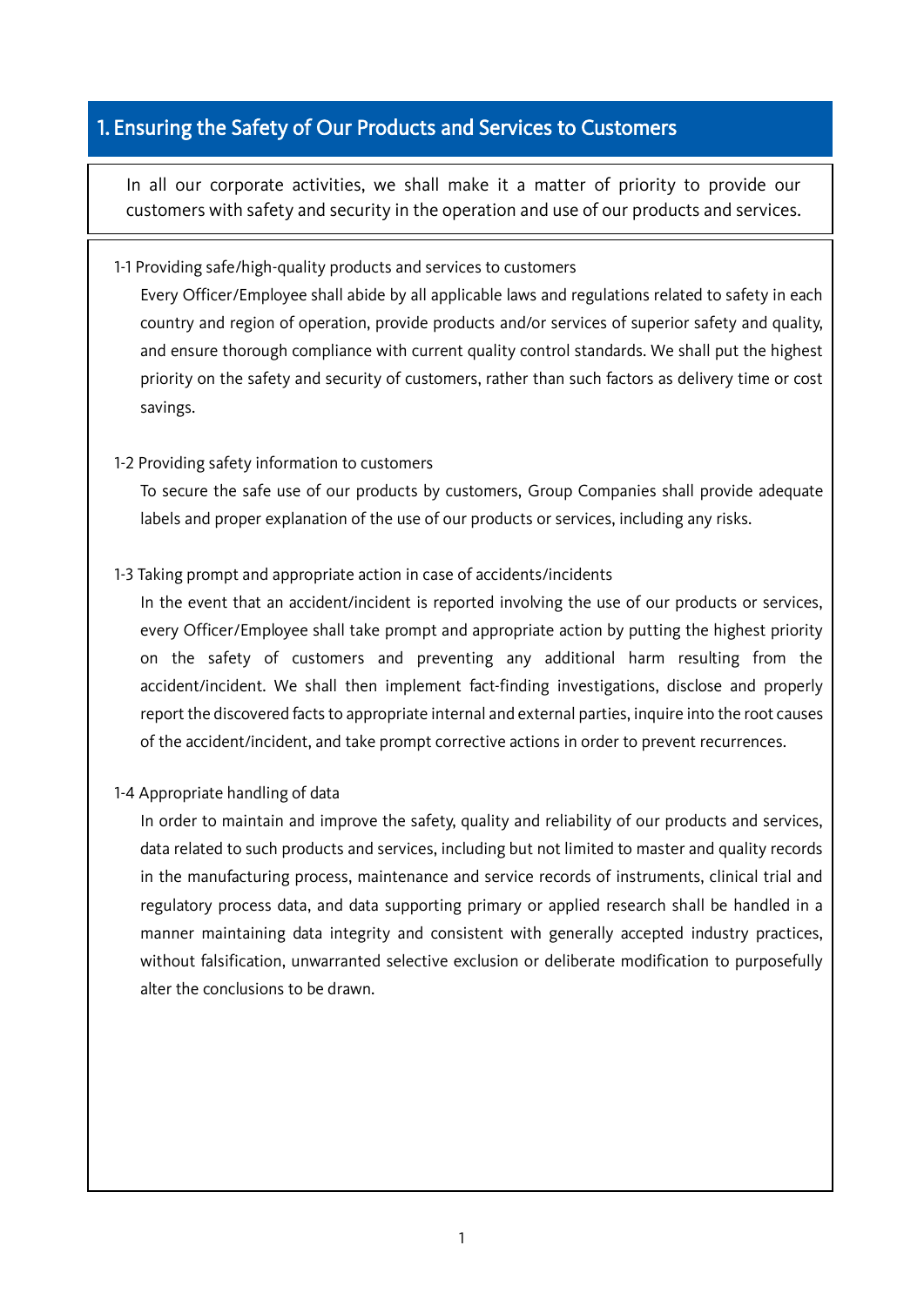## 1. Ensuring the Safety of Our Products and Services to Customers

In all our corporate activities, we shall make it a matter of priority to provide our customers with safety and security in the operation and use of our products and services.

### 1-1 Providing safe/high-quality products and services to customers

Every Officer/Employee shall abide by all applicable laws and regulations related to safety in each country and region of operation, provide products and/or services of superior safety and quality, and ensure thorough compliance with current quality control standards. We shall put the highest priority on the safety and security of customers, rather than such factors as delivery time or cost savings.

### 1-2 Providing safety information to customers

To secure the safe use of our products by customers, Group Companies shall provide adequate labels and proper explanation of the use of our products or services, including any risks.

### 1-3 Taking prompt and appropriate action in case of accidents/incidents

In the event that an accident/incident is reported involving the use of our products or services, every Officer/Employee shall take prompt and appropriate action by putting the highest priority on the safety of customers and preventing any additional harm resulting from the accident/incident. We shall then implement fact-finding investigations, disclose and properly report the discovered facts to appropriate internal and external parties, inquire into the root causes of the accident/incident, and take prompt corrective actions in order to prevent recurrences.

### 1-4 Appropriate handling of data

In order to maintain and improve the safety, quality and reliability of our products and services, data related to such products and services, including but not limited to master and quality records in the manufacturing process, maintenance and service records of instruments, clinical trial and regulatory process data, and data supporting primary or applied research shall be handled in a manner maintaining data integrity and consistent with generally accepted industry practices, without falsification, unwarranted selective exclusion or deliberate modification to purposefully alter the conclusions to be drawn.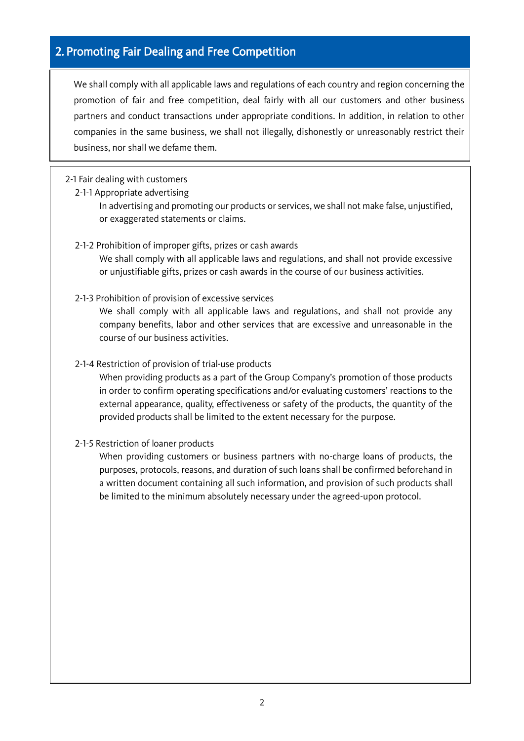## 2. Promoting Fair Dealing and Free Competition

We shall comply with all applicable laws and regulations of each country and region concerning the promotion of fair and free competition, deal fairly with all our customers and other business partners and conduct transactions under appropriate conditions. In addition, in relation to other companies in the same business, we shall not illegally, dishonestly or unreasonably restrict their business, nor shall we defame them.

### 2-1 Fair dealing with customers

#### 2-1-1 Appropriate advertising

In advertising and promoting our products or services, we shall not make false, unjustified, or exaggerated statements or claims.

#### 2-1-2 Prohibition of improper gifts, prizes or cash awards

We shall comply with all applicable laws and regulations, and shall not provide excessive or unjustifiable gifts, prizes or cash awards in the course of our business activities.

#### 2-1-3 Prohibition of provision of excessive services

We shall comply with all applicable laws and regulations, and shall not provide any company benefits, labor and other services that are excessive and unreasonable in the course of our business activities.

#### 2-1-4 Restriction of provision of trial-use products

When providing products as a part of the Group Company's promotion of those products in order to confirm operating specifications and/or evaluating customers' reactions to the external appearance, quality, effectiveness or safety of the products, the quantity of the provided products shall be limited to the extent necessary for the purpose.

#### 2-1-5 Restriction of loaner products

When providing customers or business partners with no-charge loans of products, the purposes, protocols, reasons, and duration of such loans shall be confirmed beforehand in a written document containing all such information, and provision of such products shall be limited to the minimum absolutely necessary under the agreed-upon protocol.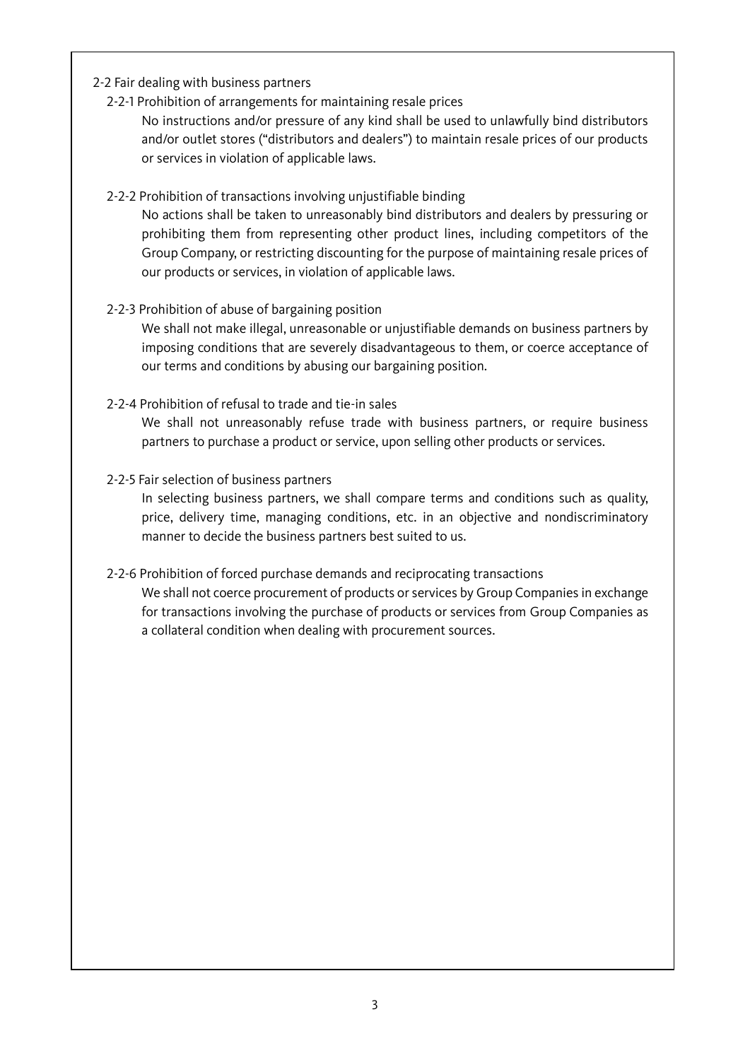## 2-2 Fair dealing with business partners

### 2-2-1 Prohibition of arrangements for maintaining resale prices

No instructions and/or pressure of any kind shall be used to unlawfully bind distributors and/or outlet stores ("distributors and dealers") to maintain resale prices of our products or services in violation of applicable laws.

### 2-2-2 Prohibition of transactions involving unjustifiable binding

No actions shall be taken to unreasonably bind distributors and dealers by pressuring or prohibiting them from representing other product lines, including competitors of the Group Company, or restricting discounting for the purpose of maintaining resale prices of our products or services, in violation of applicable laws.

### 2-2-3 Prohibition of abuse of bargaining position

We shall not make illegal, unreasonable or unjustifiable demands on business partners by imposing conditions that are severely disadvantageous to them, or coerce acceptance of our terms and conditions by abusing our bargaining position.

### 2-2-4 Prohibition of refusal to trade and tie-in sales

We shall not unreasonably refuse trade with business partners, or require business partners to purchase a product or service, upon selling other products or services.

### 2-2-5 Fair selection of business partners

In selecting business partners, we shall compare terms and conditions such as quality, price, delivery time, managing conditions, etc. in an objective and nondiscriminatory manner to decide the business partners best suited to us.

### 2-2-6 Prohibition of forced purchase demands and reciprocating transactions

We shall not coerce procurement of products or services by Group Companies in exchange for transactions involving the purchase of products or services from Group Companies as a collateral condition when dealing with procurement sources.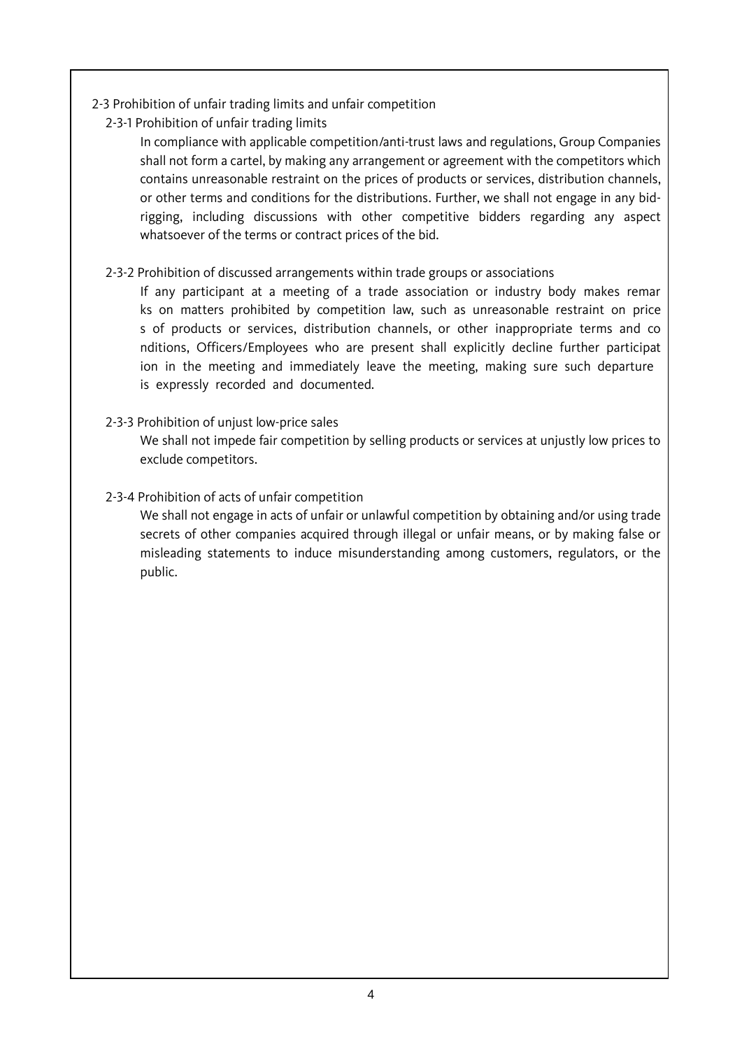### 2-3 Prohibition of unfair trading limits and unfair competition

#### 2-3-1 Prohibition of unfair trading limits

In compliance with applicable competition/anti-trust laws and regulations, Group Companies shall not form a cartel, by making any arrangement or agreement with the competitors which contains unreasonable restraint on the prices of products or services, distribution channels, or other terms and conditions for the distributions. Further, we shall not engage in any bid-rigging, including discussions with other competitive bidders regarding any aspect whatsoever of the terms or contract prices of the bid.

#### 2-3-2 Prohibition of discussed arrangements within trade groups or associations

If any participant at a meeting of a trade association or industry body makes remarks on matters prohibited by competition law, such as unreasonable restraint on prices of products or services, distribution channels, or other inappropriate terms and conditions, Officers/Employees who are present shall explicitly decline further participation in the meeting and immediately leave the meeting, making sure such departure is expressly recorded and documented.

#### 2-3-3 Prohibition of unjust low-price sales

We shall not impede fair competition by selling products or services at unjustly low prices to exclude competitors.

#### 2-3-4 Prohibition of acts of unfair competition

We shall not engage in acts of unfair or unlawful competition by obtaining and/or using trade secrets of other companies acquired through illegal or unfair means, or by making false or misleading statements to induce misunderstanding among customers, regulators, or the public.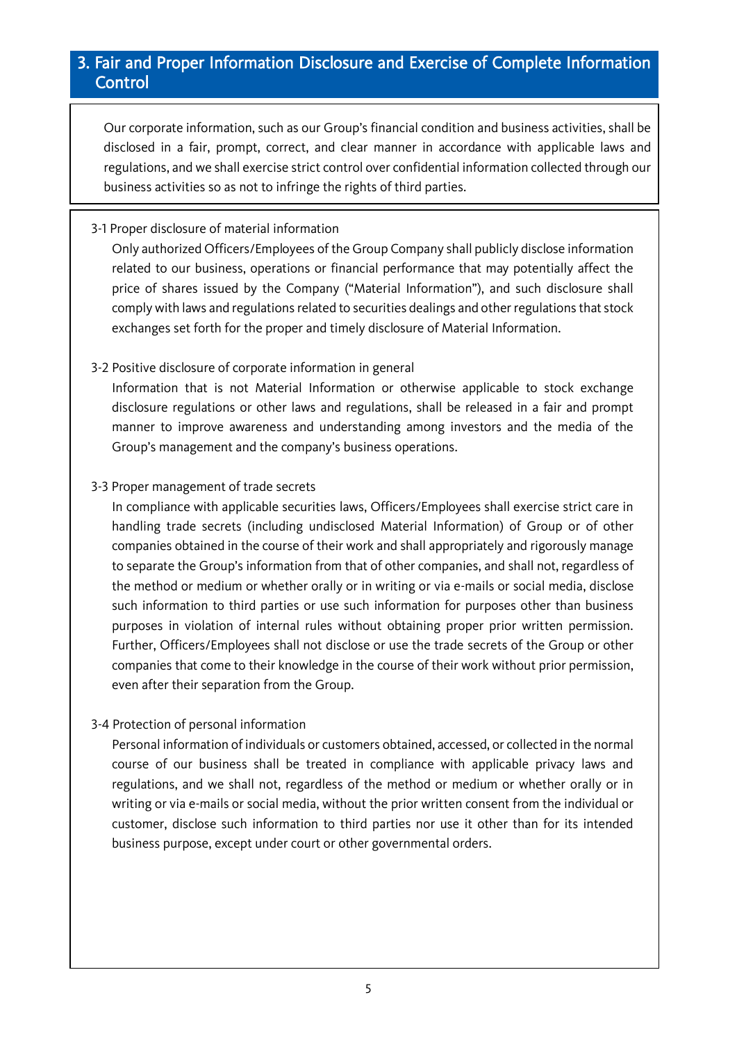## 3. Fair and Proper Information Disclosure and Exercise of Complete Information Control

Our corporate information, such as our Group's financial condition and business activities, shall be disclosed in a fair, prompt, correct, and clear manner in accordance with applicable laws and regulations, and we shall exercise strict control over confidential information collected through our business activities so as not to infringe the rights of third parties.

3-1 Proper disclosure of material information

Only authorized Officers/Employees of the Group Company shall publicly disclose information related to our business, operations or financial performance that may potentially affect the price of shares issued by the Company ("Material Information"), and such disclosure shall comply with laws and regulations related to securities dealings and other regulations that stock exchanges set forth for the proper and timely disclosure of Material Information.

3-2 Positive disclosure of corporate information in general

Information that is not Material Information or otherwise applicable to stock exchange disclosure regulations or other laws and regulations, shall be released in a fair and prompt manner to improve awareness and understanding among investors and the media of the Group's management and the company's business operations.

3-3 Proper management of trade secrets

In compliance with applicable securities laws, Officers/Employees shall exercise strict care in handling trade secrets (including undisclosed Material Information) of Group or of other companies obtained in the course of their work and shall appropriately and rigorously manage to separate the Group's information from that of other companies, and shall not, regardless of the method or medium or whether orally or in writing or via e-mails or social media, disclose such information to third parties or use such information for purposes other than business purposes in violation of internal rules without obtaining proper prior written permission. Further, Officers/Employees shall not disclose or use the trade secrets of the Group or other companies that come to their knowledge in the course of their work without prior permission, even after their separation from the Group.

3-4 Protection of personal information

Personal information of individuals or customers obtained, accessed, or collected in the normal course of our business shall be treated in compliance with applicable privacy laws and regulations, and we shall not, regardless of the method or medium or whether orally or in writing or via e-mails or social media, without the prior written consent from the individual or customer, disclose such information to third parties nor use it other than for its intended business purpose, except under court or other governmental orders.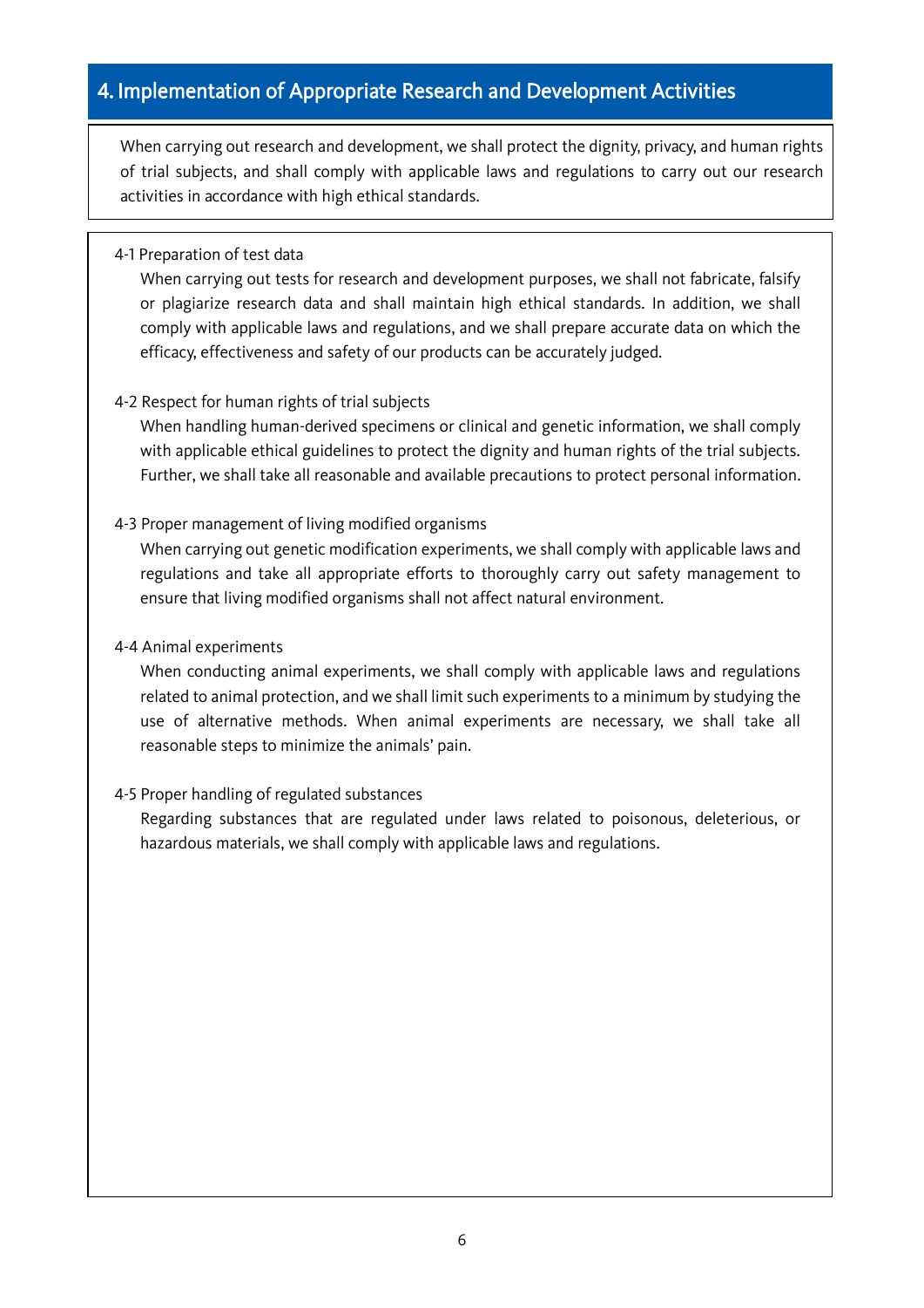## 4. Implementation of Appropriate Research and Development Activities

When carrying out research and development, we shall protect the dignity, privacy, and human rights of trial subjects, and shall comply with applicable laws and regulations to carry out our research activities in accordance with high ethical standards.

### 4-1 Preparation of test data

When carrying out tests for research and development purposes, we shall not fabricate, falsify or plagiarize research data and shall maintain high ethical standards. In addition, we shall comply with applicable laws and regulations, and we shall prepare accurate data on which the efficacy, effectiveness and safety of our products can be accurately judged.

### 4-2 Respect for human rights of trial subjects

When handling human-derived specimens or clinical and genetic information, we shall comply with applicable ethical guidelines to protect the dignity and human rights of the trial subjects. Further, we shall take all reasonable and available precautions to protect personal information.

### 4-3 Proper management of living modified organisms

When carrying out genetic modification experiments, we shall comply with applicable laws and regulations and take all appropriate efforts to thoroughly carry out safety management to ensure that living modified organisms shall not affect natural environment.

### 4-4 Animal experiments

When conducting animal experiments, we shall comply with applicable laws and regulations related to animal protection, and we shall limit such experiments to a minimum by studying the use of alternative methods. When animal experiments are necessary, we shall take all reasonable steps to minimize the animals' pain.

### 4-5 Proper handling of regulated substances

Regarding substances that are regulated under laws related to poisonous, deleterious, or hazardous materials, we shall comply with applicable laws and regulations.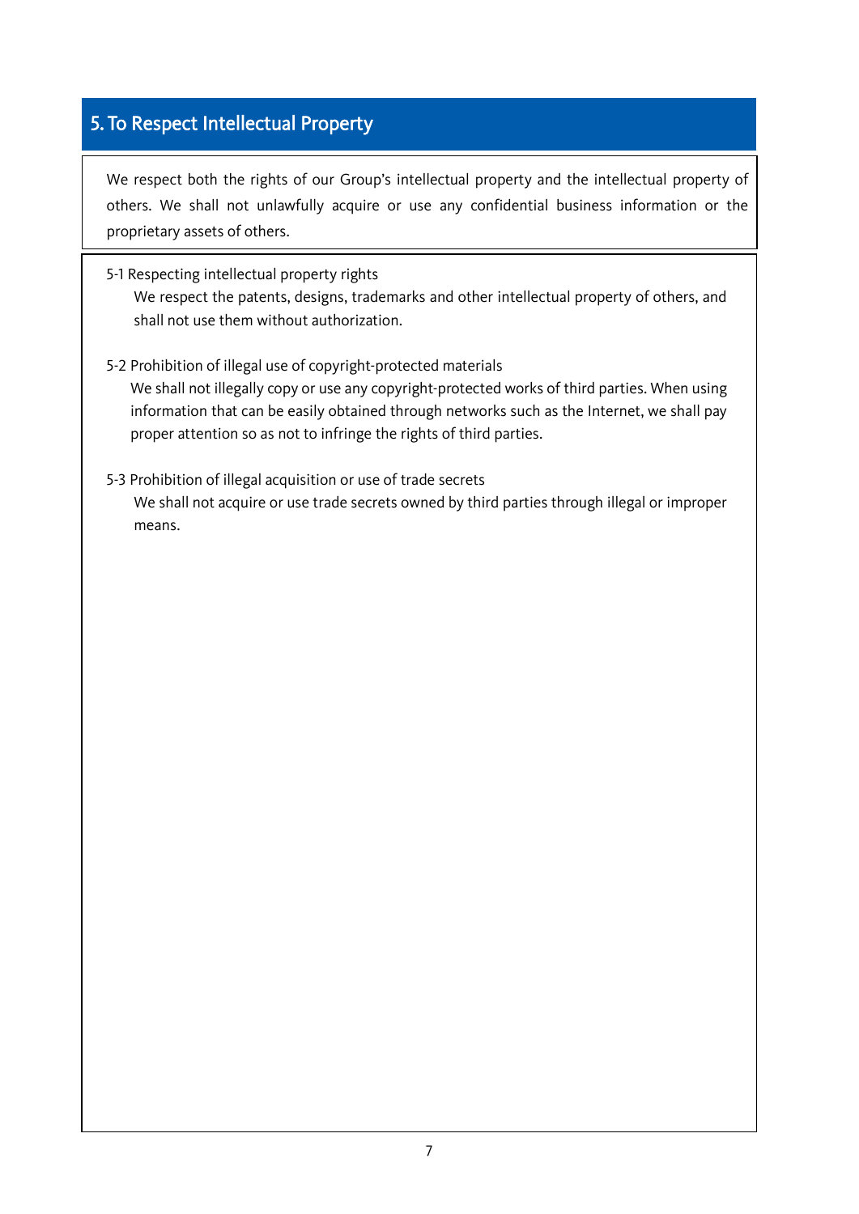## 5. To Respect Intellectual Property

We respect both the rights of our Group's intellectual property and the intellectual property of others. We shall not unlawfully acquire or use any confidential business information or the proprietary assets of others.

5-1 Respecting intellectual property rights

We respect the patents, designs, trademarks and other intellectual property of others, and shall not use them without authorization.

5-2 Prohibition of illegal use of copyright-protected materials

We shall not illegally copy or use any copyright-protected works of third parties. When using information that can be easily obtained through networks such as the Internet, we shall pay proper attention so as not to infringe the rights of third parties.

5-3 Prohibition of illegal acquisition or use of trade secrets

We shall not acquire or use trade secrets owned by third parties through illegal or improper means.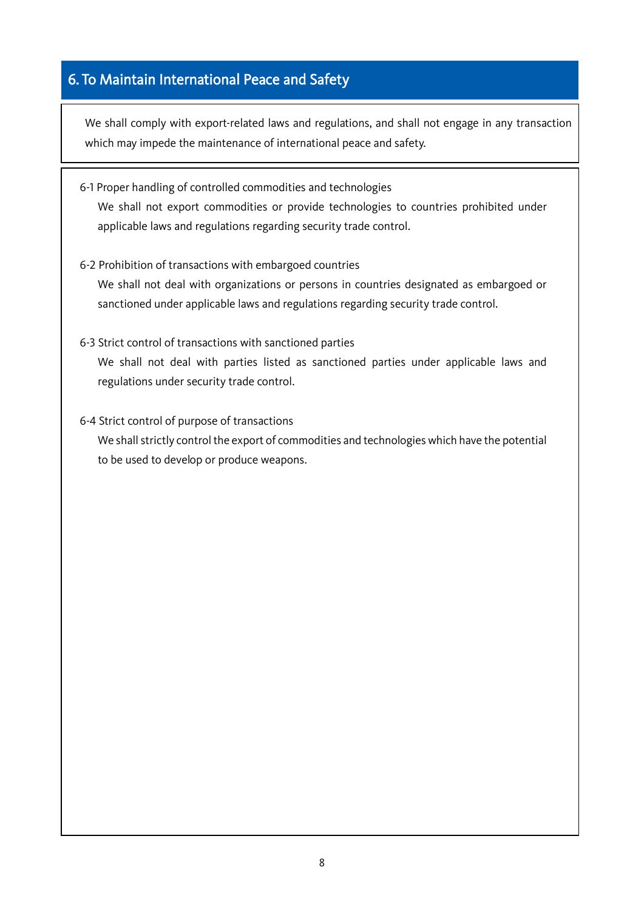## 6. To Maintain International Peace and Safety

We shall comply with export-related laws and regulations, and shall not engage in any transaction which may impede the maintenance of international peace and safety.

6-1 Proper handling of controlled commodities and technologies

We shall not export commodities or provide technologies to countries prohibited under applicable laws and regulations regarding security trade control.

6-2 Prohibition of transactions with embargoed countries

We shall not deal with organizations or persons in countries designated as embargoed or sanctioned under applicable laws and regulations regarding security trade control.

6-3 Strict control of transactions with sanctioned parties

We shall not deal with parties listed as sanctioned parties under applicable laws and regulations under security trade control.

6-4 Strict control of purpose of transactions

We shall strictly control the export of commodities and technologies which have the potential to be used to develop or produce weapons.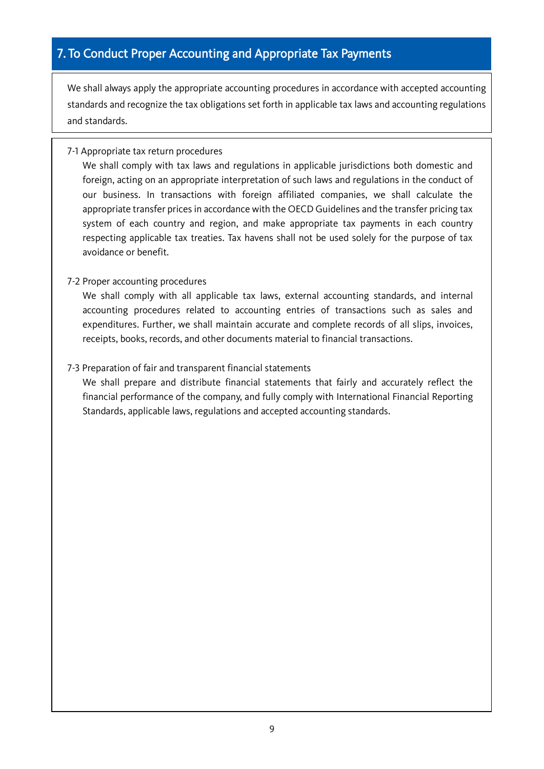## 7. To Conduct Proper Accounting and Appropriate Tax Payments

We shall always apply the appropriate accounting procedures in accordance with accepted accounting standards and recognize the tax obligations set forth in applicable tax laws and accounting regulations and standards.

7-1 Appropriate tax return procedures

We shall comply with tax laws and regulations in applicable jurisdictions both domestic and foreign, acting on an appropriate interpretation of such laws and regulations in the conduct of our business. In transactions with foreign affiliated companies, we shall calculate the appropriate transfer prices in accordance with the OECD Guidelines and the transfer pricing tax system of each country and region, and make appropriate tax payments in each country respecting applicable tax treaties. Tax havens shall not be used solely for the purpose of tax avoidance or benefit.

7-2 Proper accounting procedures

We shall comply with all applicable tax laws, external accounting standards, and internal accounting procedures related to accounting entries of transactions such as sales and expenditures. Further, we shall maintain accurate and complete records of all slips, invoices, receipts, books, records, and other documents material to financial transactions.

7-3 Preparation of fair and transparent financial statements

We shall prepare and distribute financial statements that fairly and accurately reflect the financial performance of the company, and fully comply with International Financial Reporting Standards, applicable laws, regulations and accepted accounting standards.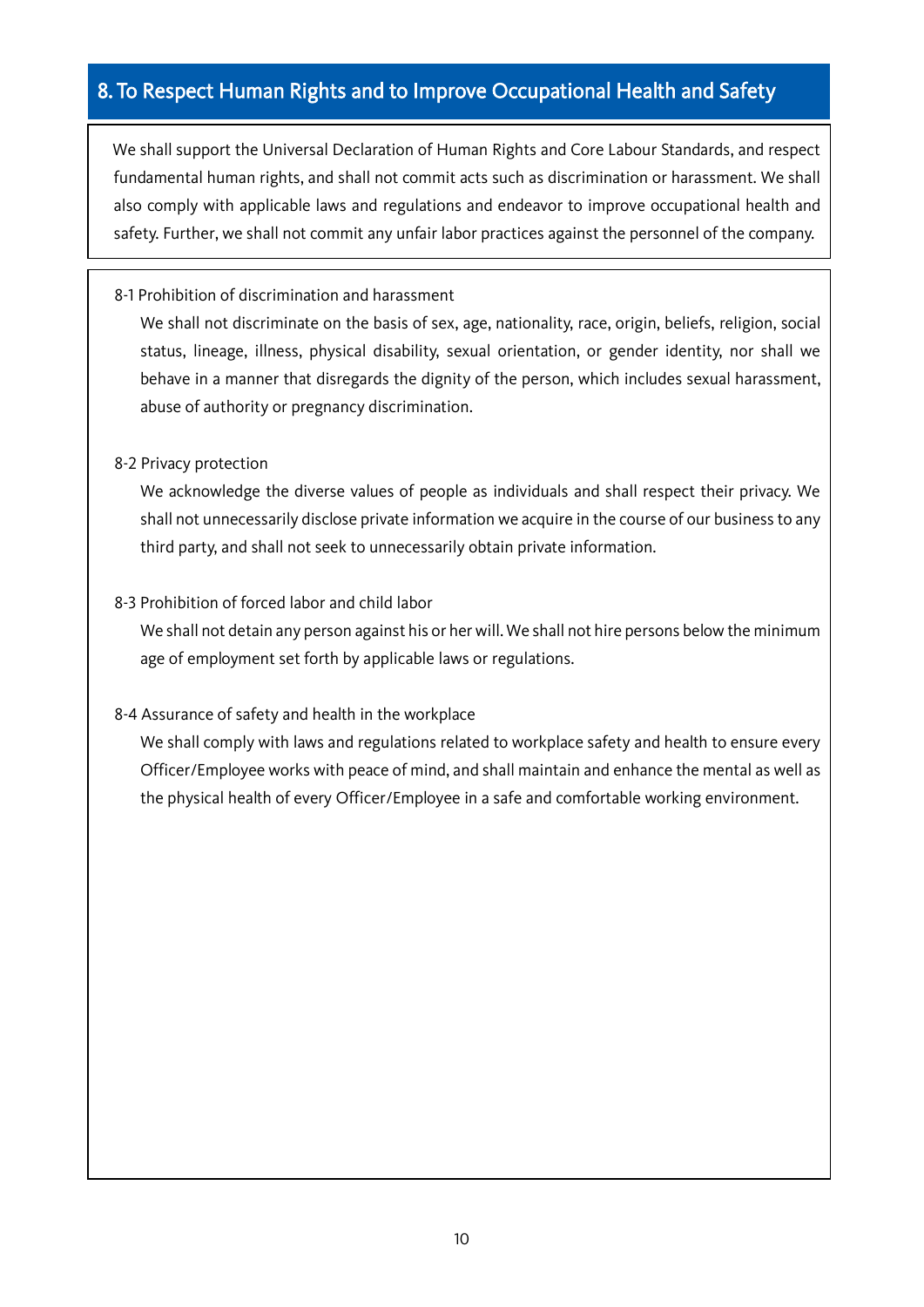## 8. To Respect Human Rights and to Improve Occupational Health and Safety

We shall support the Universal Declaration of Human Rights and Core Labour Standards, and respect fundamental human rights, and shall not commit acts such as discrimination or harassment. We shall also comply with applicable laws and regulations and endeavor to improve occupational health and safety. Further, we shall not commit any unfair labor practices against the personnel of the company.

### 8-1 Prohibition of discrimination and harassment

We shall not discriminate on the basis of sex, age, nationality, race, origin, beliefs, religion, social status, lineage, illness, physical disability, sexual orientation, or gender identity, nor shall we behave in a manner that disregards the dignity of the person, which includes sexual harassment, abuse of authority or pregnancy discrimination.

### 8-2 Privacy protection

We acknowledge the diverse values of people as individuals and shall respect their privacy. We shall not unnecessarily disclose private information we acquire in the course of our business to any third party, and shall not seek to unnecessarily obtain private information.

### 8-3 Prohibition of forced labor and child labor

We shall not detain any person against his or her will. We shall not hire persons below the minimum age of employment set forth by applicable laws or regulations.

### 8-4 Assurance of safety and health in the workplace

We shall comply with laws and regulations related to workplace safety and health to ensure every Officer/Employee works with peace of mind, and shall maintain and enhance the mental as well as the physical health of every Officer/Employee in a safe and comfortable working environment.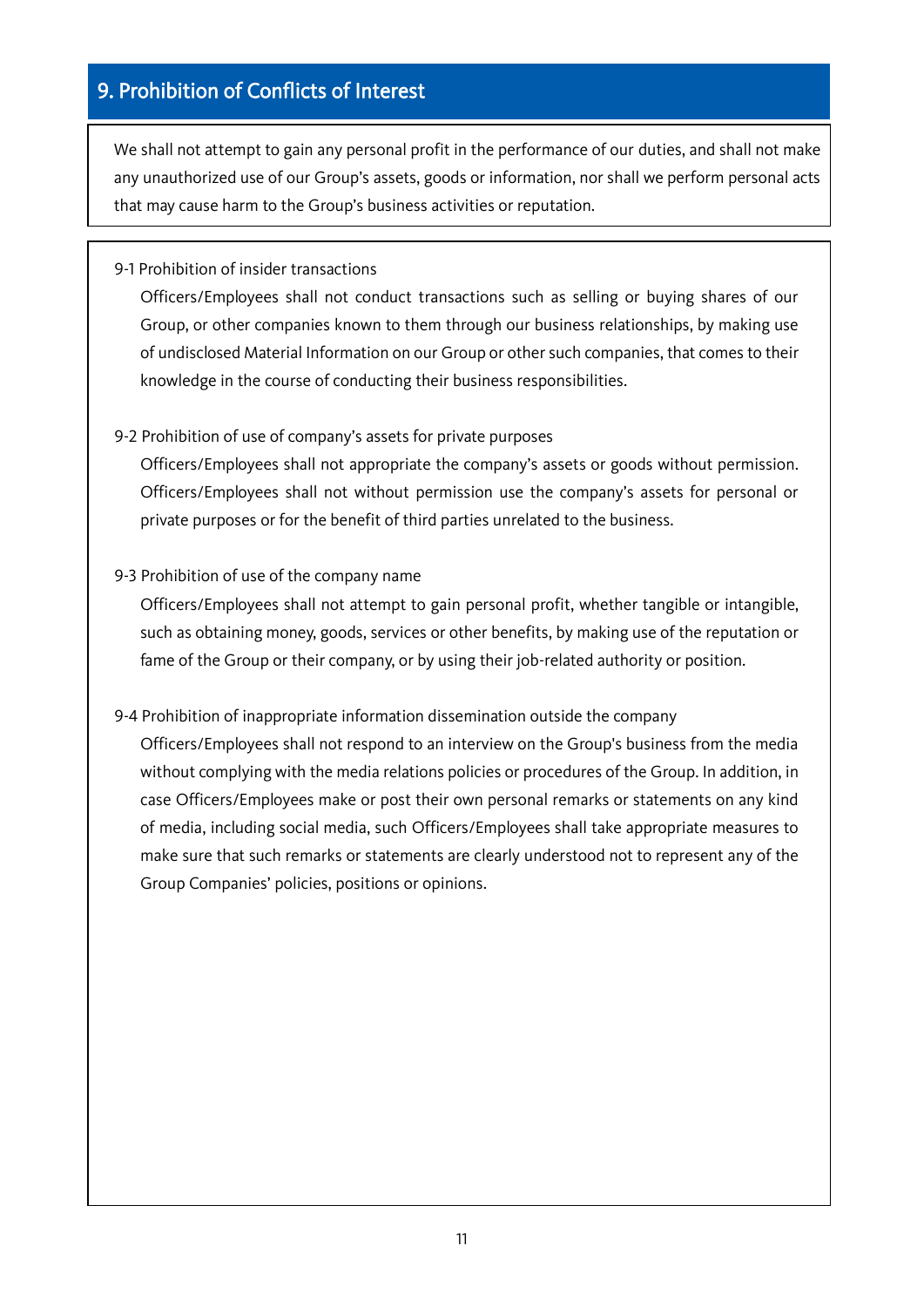## 9. Prohibition of Conflicts of Interest

We shall not attempt to gain any personal profit in the performance of our duties, and shall not make any unauthorized use of our Group's assets, goods or information, nor shall we perform personal acts that may cause harm to the Group's business activities or reputation.

9-1 Prohibition of insider transactions

Officers/Employees shall not conduct transactions such as selling or buying shares of our Group, or other companies known to them through our business relationships, by making use of undisclosed Material Information on our Group or other such companies, that comes to their knowledge in the course of conducting their business responsibilities.

9-2 Prohibition of use of company's assets for private purposes

Officers/Employees shall not appropriate the company's assets or goods without permission. Officers/Employees shall not without permission use the company's assets for personal or private purposes or for the benefit of third parties unrelated to the business.

9-3 Prohibition of use of the company name

Officers/Employees shall not attempt to gain personal profit, whether tangible or intangible, such as obtaining money, goods, services or other benefits, by making use of the reputation or fame of the Group or their company, or by using their job-related authority or position.

9-4 Prohibition of inappropriate information dissemination outside the company

Officers/Employees shall not respond to an interview on the Group's business from the media without complying with the media relations policies or procedures of the Group. In addition, in case Officers/Employees make or post their own personal remarks or statements on any kind of media, including social media, such Officers/Employees shall take appropriate measures to make sure that such remarks or statements are clearly understood not to represent any of the Group Companies' policies, positions or opinions.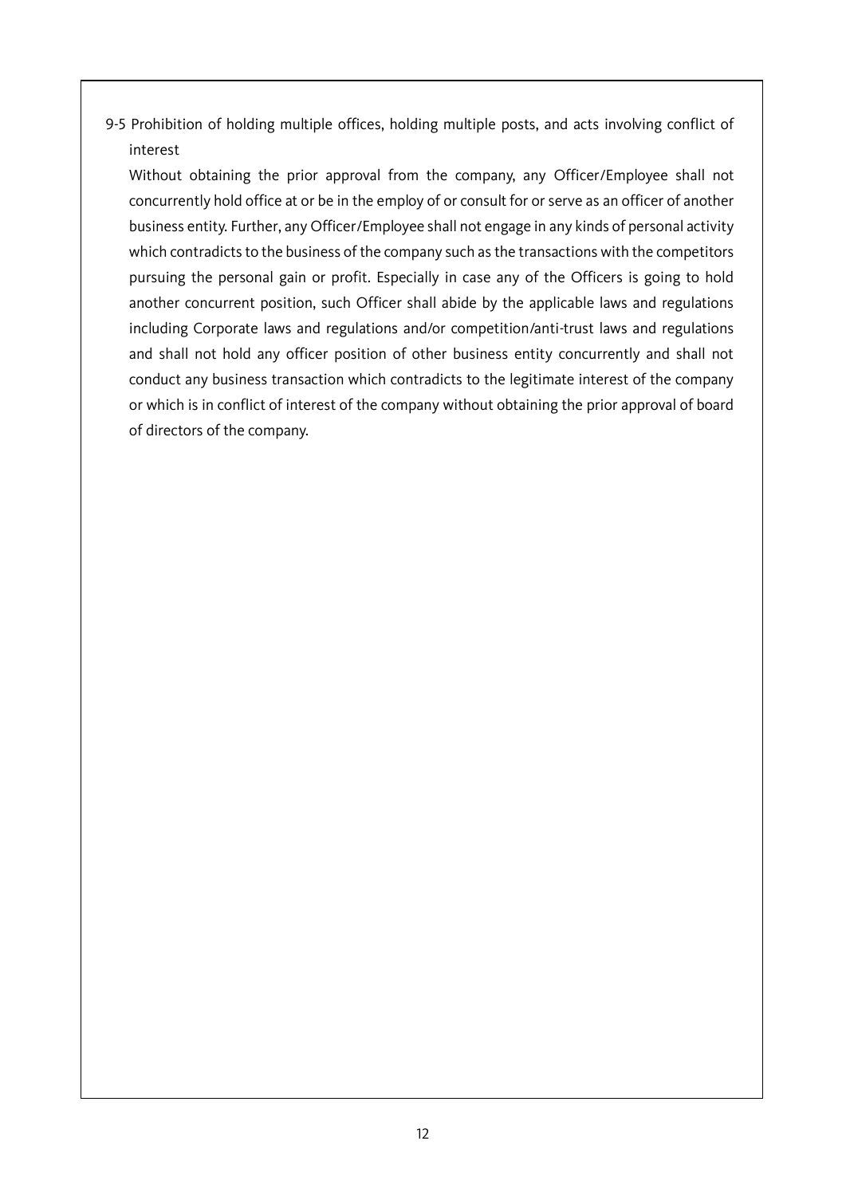### 9-5 Prohibition of holding multiple offices, holding multiple posts, and acts involving conflict of interest

Without obtaining the prior approval from the company, any Officer/Employee shall not concurrently hold office at or be in the employ of or consult for or serve as an officer of another business entity. Further, any Officer/Employee shall not engage in any kinds of personal activity which contradicts to the business of the company such as the transactions with the competitors pursuing the personal gain or profit. Especially in case any of the Officers is going to hold another concurrent position, such Officer shall abide by the applicable laws and regulations including Corporate laws and regulations and/or competition/anti-trust laws and regulations and shall not hold any officer position of other business entity concurrently and shall not conduct any business transaction which contradicts to the legitimate interest of the company or which is in conflict of interest of the company without obtaining the prior approval of board of directors of the company.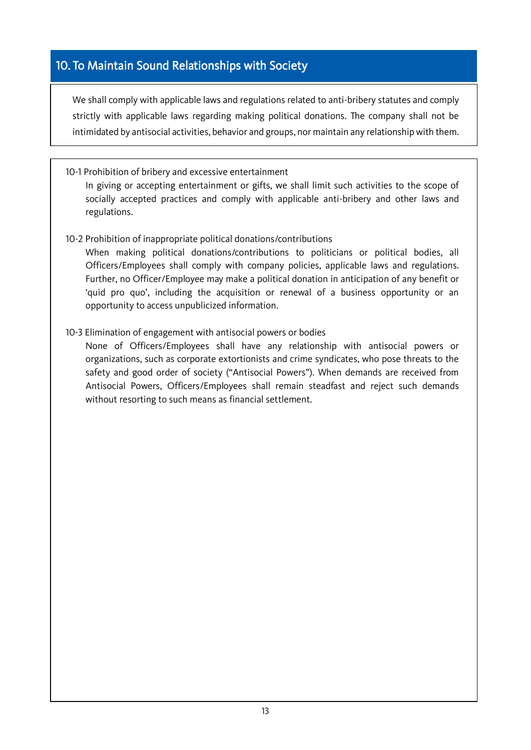## 10. To Maintain Sound Relationships with Society

We shall comply with applicable laws and regulations related to anti-bribery statutes and comply strictly with applicable laws regarding making political donations. The company shall not be intimidated by antisocial activities, behavior and groups, nor maintain any relationship with them.

10-1 Prohibition of bribery and excessive entertainment

In giving or accepting entertainment or gifts, we shall limit such activities to the scope of socially accepted practices and comply with applicable anti-bribery and other laws and regulations.

10-2 Prohibition of inappropriate political donations/contributions

When making political donations/contributions to politicians or political bodies, all Officers/Employees shall comply with company policies, applicable laws and regulations. Further, no Officer/Employee may make a political donation in anticipation of any benefit or 'quid pro quo', including the acquisition or renewal of a business opportunity or an opportunity to access unpublicized information.

10-3 Elimination of engagement with antisocial powers or bodies

None of Officers/Employees shall have any relationship with antisocial powers or organizations, such as corporate extortionists and crime syndicates, who pose threats to the safety and good order of society ("Antisocial Powers"). When demands are received from Antisocial Powers, Officers/Employees shall remain steadfast and reject such demands without resorting to such means as financial settlement.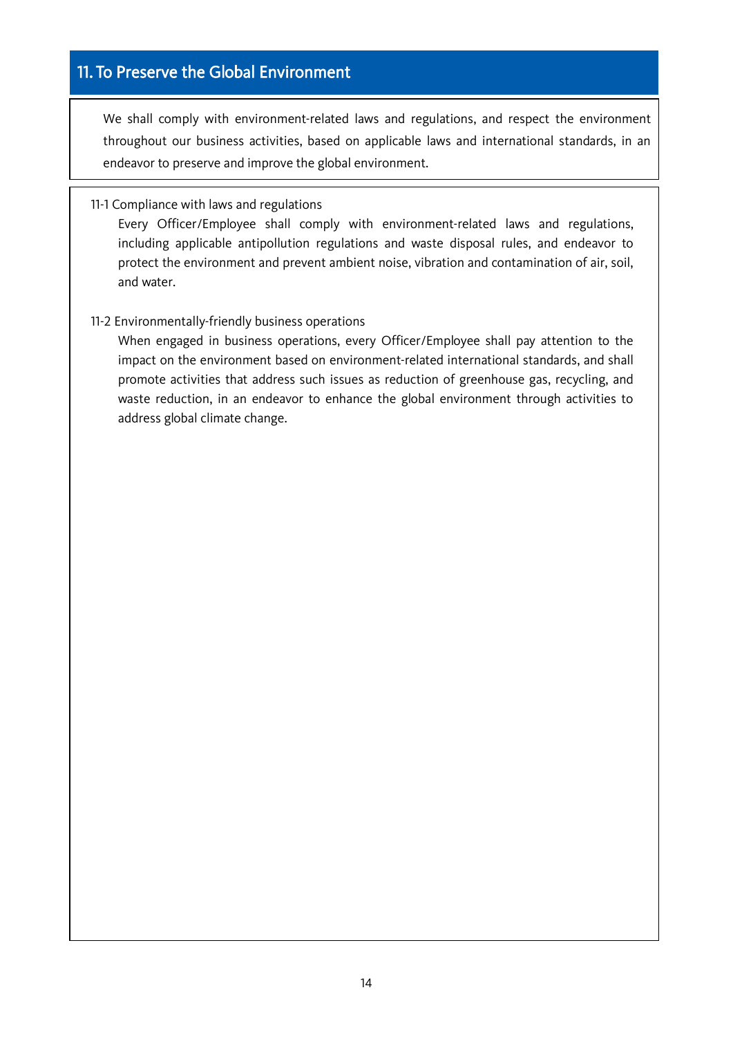## 11. To Preserve the Global Environment

We shall comply with environment-related laws and regulations, and respect the environment throughout our business activities, based on applicable laws and international standards, in an endeavor to preserve and improve the global environment.

11-1 Compliance with laws and regulations

Every Officer/Employee shall comply with environment-related laws and regulations, including applicable antipollution regulations and waste disposal rules, and endeavor to protect the environment and prevent ambient noise, vibration and contamination of air, soil, and water.

11-2 Environmentally-friendly business operations

When engaged in business operations, every Officer/Employee shall pay attention to the impact on the environment based on environment-related international standards, and shall promote activities that address such issues as reduction of greenhouse gas, recycling, and waste reduction, in an endeavor to enhance the global environment through activities to address global climate change.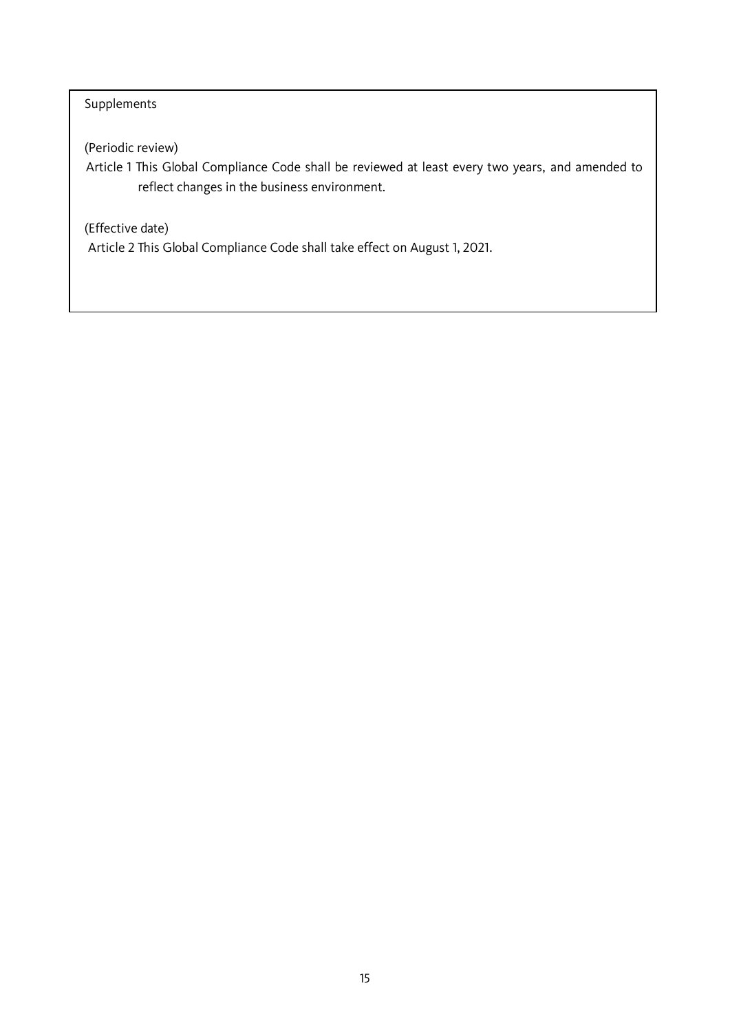Supplements

(Periodic review)

Article 1 This Global Compliance Code shall be reviewed at least every two years, and amended to reflect changes in the business environment.

(Effective date)

Article 2 This Global Compliance Code shall take effect on August 1, 2021.